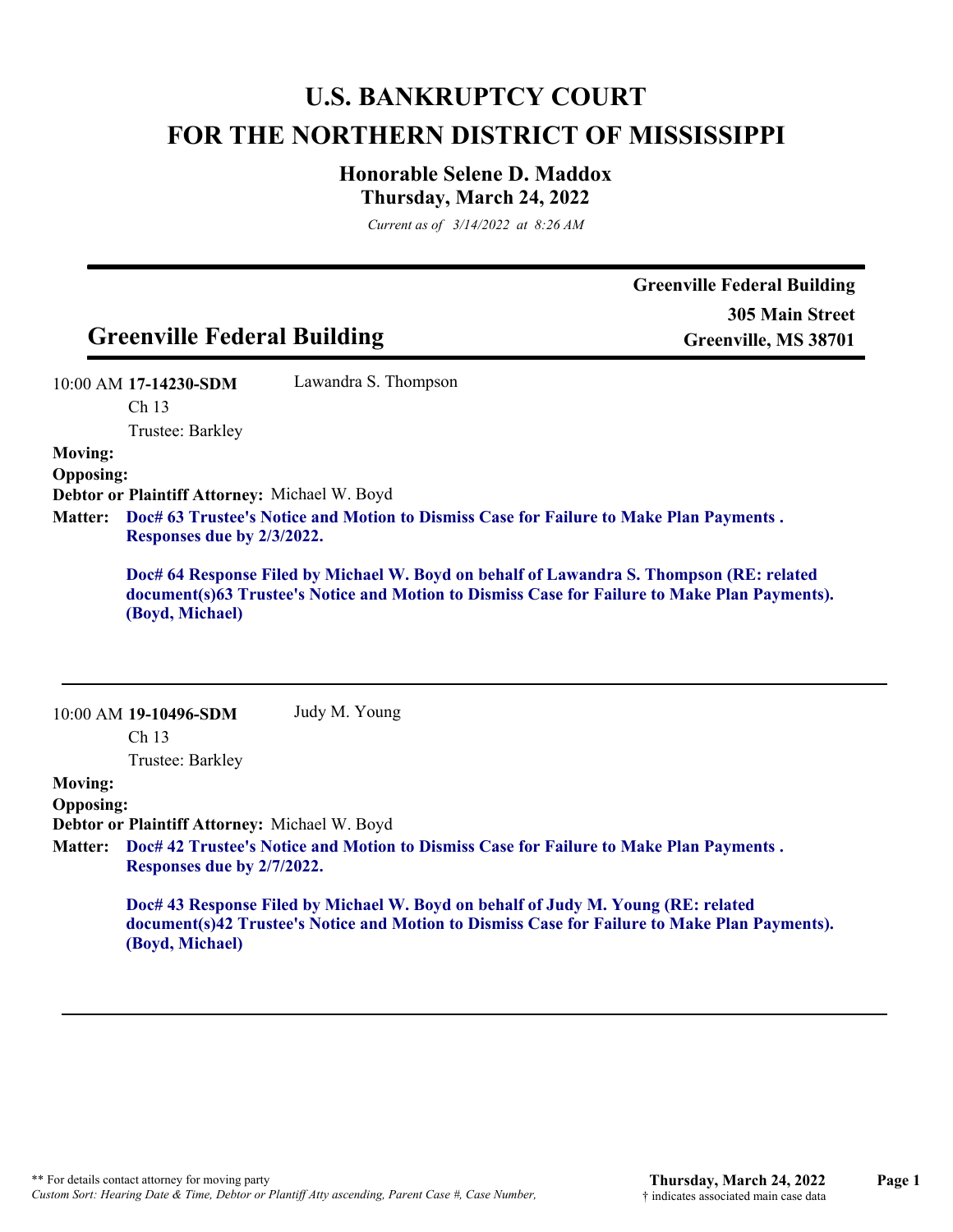# U.S. BANKRUPTCY COURT
# FOR THE NORTHERN DISTRICT OF MISSISSIPPI

### Honorable Selene D. Maddox
### Thursday, March 24, 2022

*Current as of 3/14/2022 at 8:26 AM*

## Greenville Federal Building

**Greenville Federal Building**
**305 Main Street**
**Greenville, MS 38701**

---

10:00 AM **17-14230-SDM** Lawandra S. Thompson
Ch 13
Trustee: Barkley

**Moving:**
**Opposing:**
**Debtor or Plaintiff Attorney:** Michael W. Boyd
**Matter:** **Doc# 63 Trustee's Notice and Motion to Dismiss Case for Failure to Make Plan Payments . Responses due by 2/3/2022.**

**Doc# 64 Response Filed by Michael W. Boyd on behalf of Lawandra S. Thompson (RE: related document(s)63 Trustee's Notice and Motion to Dismiss Case for Failure to Make Plan Payments). (Boyd, Michael)**

---

10:00 AM **19-10496-SDM** Judy M. Young
Ch 13
Trustee: Barkley

**Moving:**
**Opposing:**
**Debtor or Plaintiff Attorney:** Michael W. Boyd
**Matter:** **Doc# 42 Trustee's Notice and Motion to Dismiss Case for Failure to Make Plan Payments . Responses due by 2/7/2022.**

**Doc# 43 Response Filed by Michael W. Boyd on behalf of Judy M. Young (RE: related document(s)42 Trustee's Notice and Motion to Dismiss Case for Failure to Make Plan Payments). (Boyd, Michael)**

---

** For details contact attorney for moving party
*Custom Sort: Hearing Date & Time, Debtor or Plantiff Atty ascending, Parent Case #, Case Number,*
† indicates associated main case data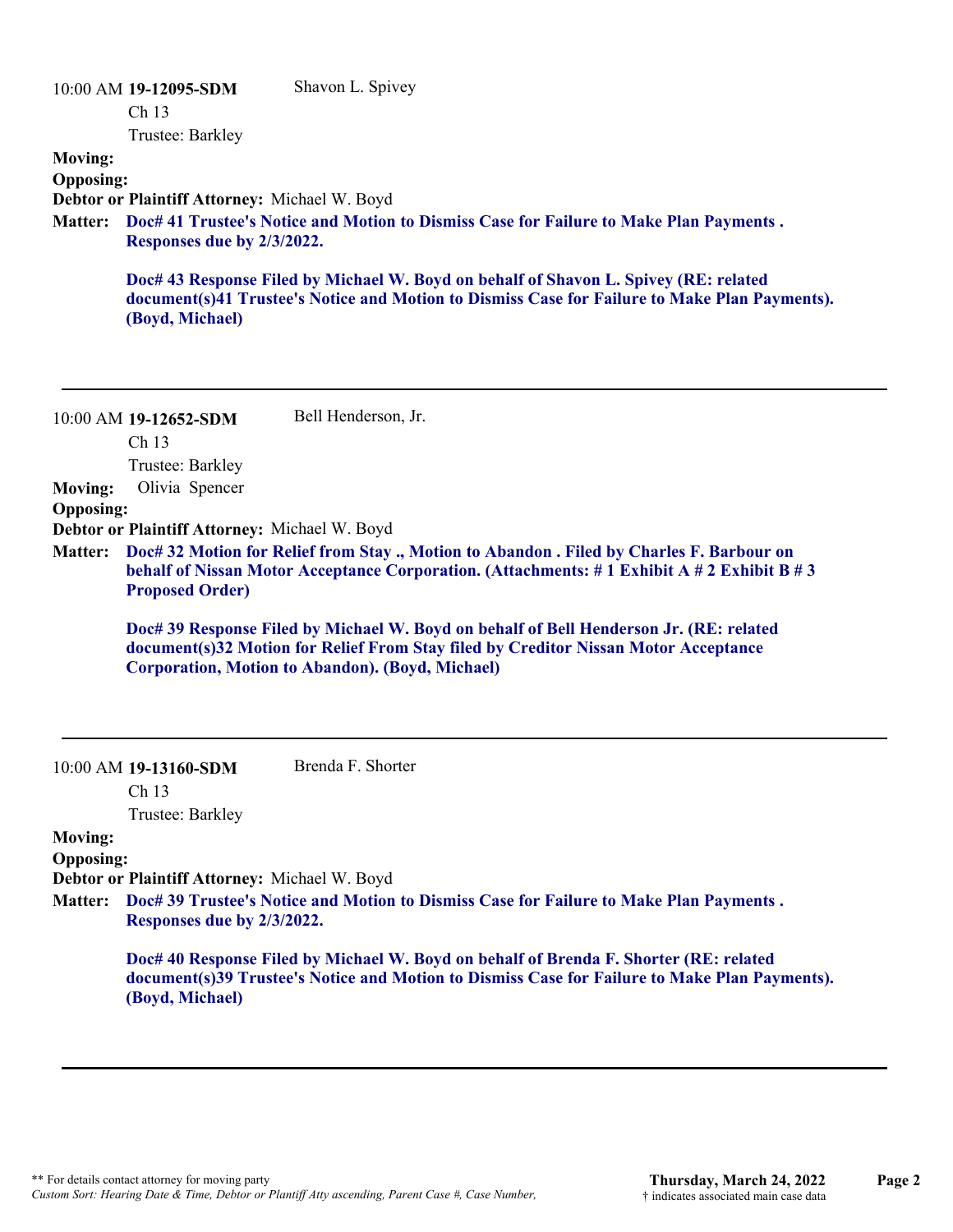10:00 AM **19-12095-SDM** Shavon L. Spivey
Ch 13
Trustee: Barkley

**Moving:**
**Opposing:**
**Debtor or Plaintiff Attorney:** Michael W. Boyd
**Matter:** **Doc# 41 Trustee's Notice and Motion to Dismiss Case for Failure to Make Plan Payments . Responses due by 2/3/2022.**

**Doc# 43 Response Filed by Michael W. Boyd on behalf of Shavon L. Spivey (RE: related document(s)41 Trustee's Notice and Motion to Dismiss Case for Failure to Make Plan Payments). (Boyd, Michael)**

---

10:00 AM **19-12652-SDM** Bell Henderson, Jr.
Ch 13
Trustee: Barkley

**Moving:** Olivia Spencer
**Opposing:**
**Debtor or Plaintiff Attorney:** Michael W. Boyd
**Matter:** **Doc# 32 Motion for Relief from Stay ., Motion to Abandon . Filed by Charles F. Barbour on behalf of Nissan Motor Acceptance Corporation. (Attachments: # 1 Exhibit A # 2 Exhibit B # 3 Proposed Order)**

**Doc# 39 Response Filed by Michael W. Boyd on behalf of Bell Henderson Jr. (RE: related document(s)32 Motion for Relief From Stay filed by Creditor Nissan Motor Acceptance Corporation, Motion to Abandon). (Boyd, Michael)**

---

10:00 AM **19-13160-SDM** Brenda F. Shorter
Ch 13
Trustee: Barkley

**Moving:**
**Opposing:**
**Debtor or Plaintiff Attorney:** Michael W. Boyd
**Matter:** **Doc# 39 Trustee's Notice and Motion to Dismiss Case for Failure to Make Plan Payments . Responses due by 2/3/2022.**

**Doc# 40 Response Filed by Michael W. Boyd on behalf of Brenda F. Shorter (RE: related document(s)39 Trustee's Notice and Motion to Dismiss Case for Failure to Make Plan Payments). (Boyd, Michael)**

---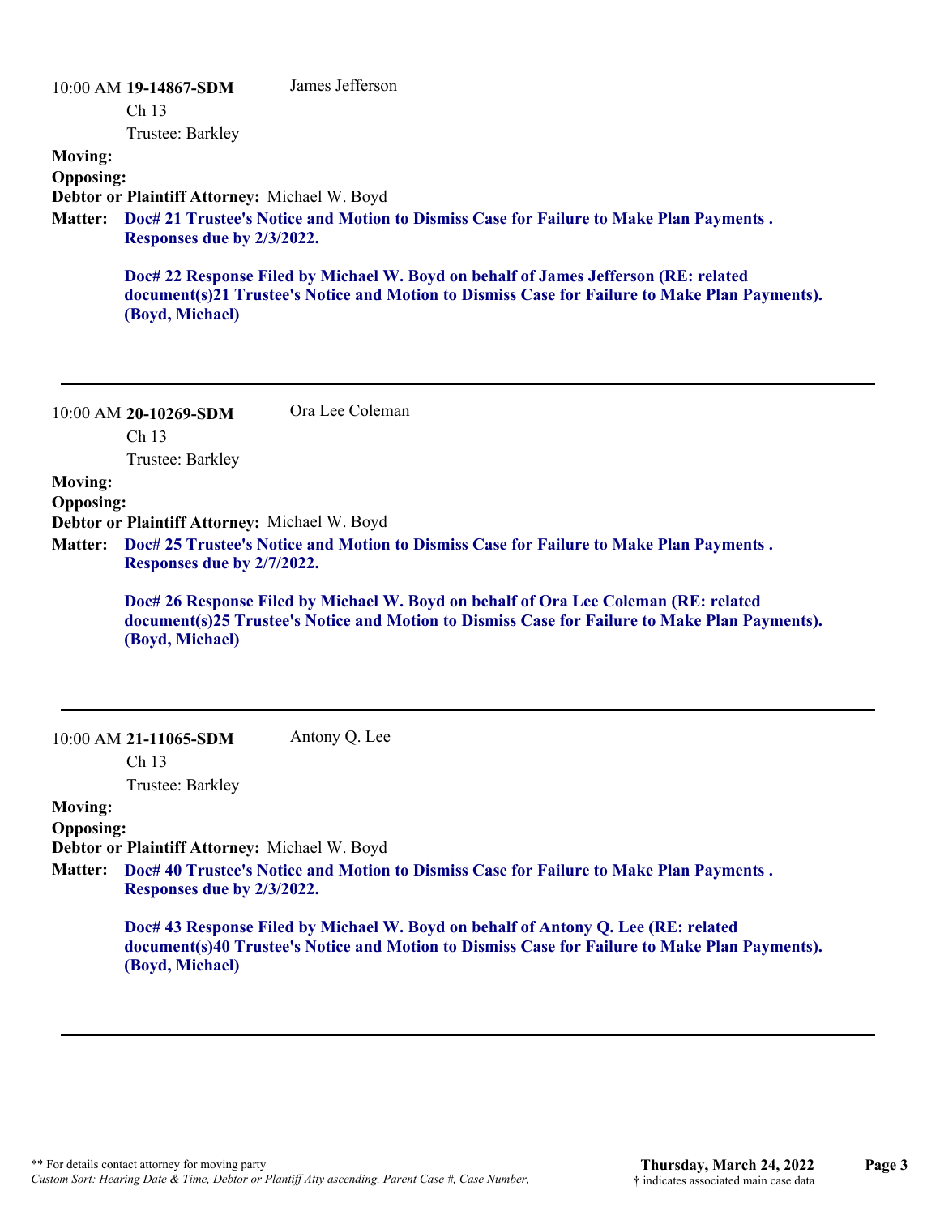10:00 AM **19-14867-SDM** James Jefferson

Ch 13

Trustee: Barkley

**Moving:**

**Opposing:**

**Debtor or Plaintiff Attorney:** Michael W. Boyd

**Matter:** **Doc# 21 Trustee's Notice and Motion to Dismiss Case for Failure to Make Plan Payments . Responses due by 2/3/2022.**

**Doc# 22 Response Filed by Michael W. Boyd on behalf of James Jefferson (RE: related document(s)21 Trustee's Notice and Motion to Dismiss Case for Failure to Make Plan Payments). (Boyd, Michael)**

---

10:00 AM **20-10269-SDM** Ora Lee Coleman

Ch 13

Trustee: Barkley

**Moving:**

**Opposing:**

**Debtor or Plaintiff Attorney:** Michael W. Boyd

**Matter:** **Doc# 25 Trustee's Notice and Motion to Dismiss Case for Failure to Make Plan Payments . Responses due by 2/7/2022.**

**Doc# 26 Response Filed by Michael W. Boyd on behalf of Ora Lee Coleman (RE: related document(s)25 Trustee's Notice and Motion to Dismiss Case for Failure to Make Plan Payments). (Boyd, Michael)**

---

10:00 AM **21-11065-SDM** Antony Q. Lee

Ch 13

Trustee: Barkley

**Moving:**

**Opposing:**

**Debtor or Plaintiff Attorney:** Michael W. Boyd

**Matter:** **Doc# 40 Trustee's Notice and Motion to Dismiss Case for Failure to Make Plan Payments . Responses due by 2/3/2022.**

**Doc# 43 Response Filed by Michael W. Boyd on behalf of Antony Q. Lee (RE: related document(s)40 Trustee's Notice and Motion to Dismiss Case for Failure to Make Plan Payments). (Boyd, Michael)**

---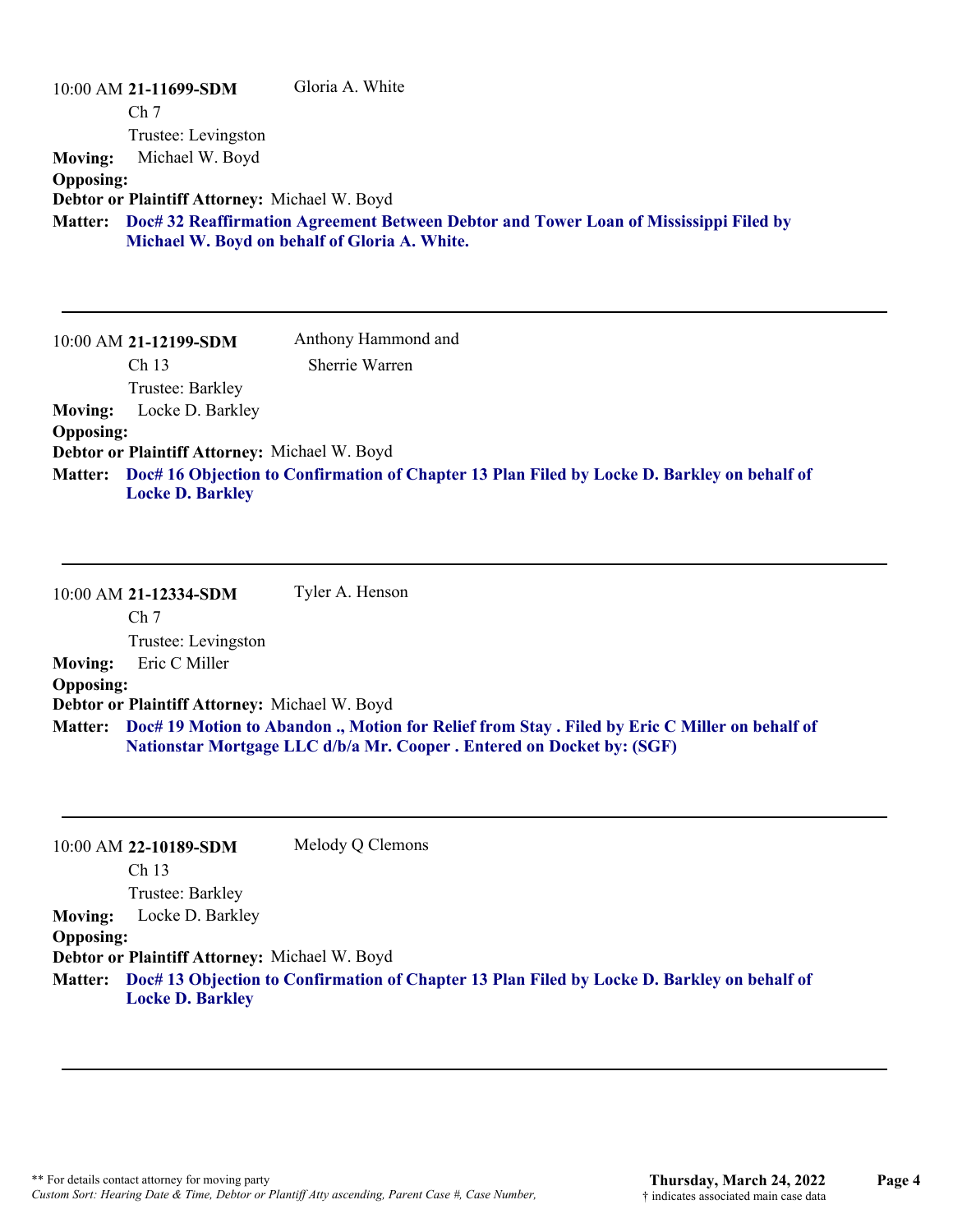10:00 AM **21-11699-SDM** Gloria A. White

Ch 7

Trustee: Levingston

**Moving:** Michael W. Boyd

**Opposing:**

**Debtor or Plaintiff Attorney:** Michael W. Boyd

**Matter:** **Doc# 32 Reaffirmation Agreement Between Debtor and Tower Loan of Mississippi Filed by Michael W. Boyd on behalf of Gloria A. White.**

---

10:00 AM **21-12199-SDM** Anthony Hammond and Sherrie Warren

Ch 13

Trustee: Barkley

**Moving:** Locke D. Barkley

**Opposing:**

**Debtor or Plaintiff Attorney:** Michael W. Boyd

**Matter:** **Doc# 16 Objection to Confirmation of Chapter 13 Plan Filed by Locke D. Barkley on behalf of Locke D. Barkley**

---

10:00 AM **21-12334-SDM** Tyler A. Henson

Ch 7

Trustee: Levingston

**Moving:** Eric C Miller

**Opposing:**

**Debtor or Plaintiff Attorney:** Michael W. Boyd

**Matter:** **Doc# 19 Motion to Abandon ., Motion for Relief from Stay . Filed by Eric C Miller on behalf of Nationstar Mortgage LLC d/b/a Mr. Cooper . Entered on Docket by: (SGF)**

---

10:00 AM **22-10189-SDM** Melody Q Clemons

Ch 13

Trustee: Barkley

**Moving:** Locke D. Barkley

**Opposing:**

**Debtor or Plaintiff Attorney:** Michael W. Boyd

**Matter:** **Doc# 13 Objection to Confirmation of Chapter 13 Plan Filed by Locke D. Barkley on behalf of Locke D. Barkley**

---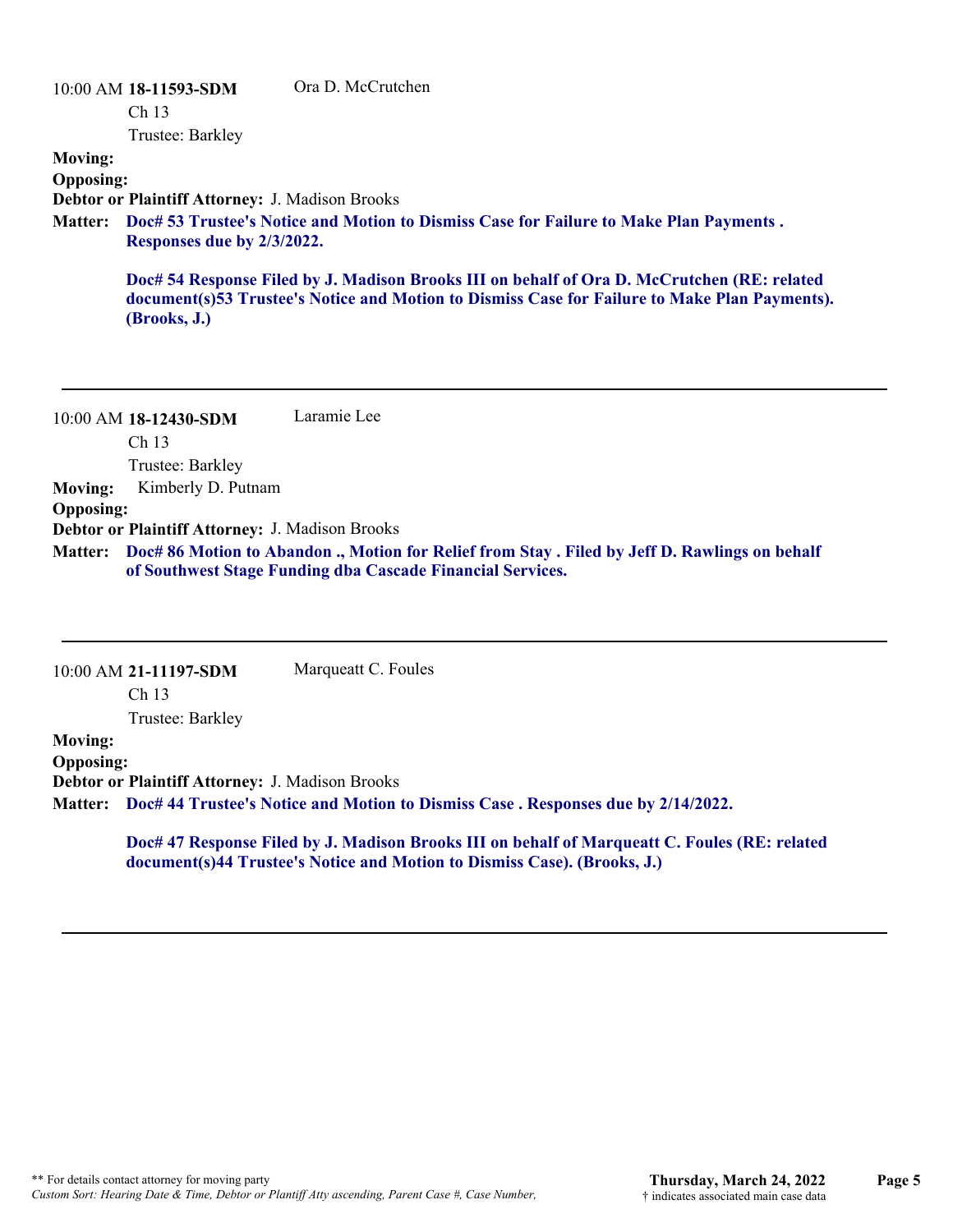10:00 AM **18-11593-SDM** Ora D. McCrutchen

Ch 13

Trustee: Barkley

**Moving:**

**Opposing:**

**Debtor or Plaintiff Attorney:** J. Madison Brooks

**Matter:** **Doc# 53 Trustee's Notice and Motion to Dismiss Case for Failure to Make Plan Payments . Responses due by 2/3/2022.**

**Doc# 54 Response Filed by J. Madison Brooks III on behalf of Ora D. McCrutchen (RE: related document(s)53 Trustee's Notice and Motion to Dismiss Case for Failure to Make Plan Payments). (Brooks, J.)**

---

10:00 AM **18-12430-SDM** Laramie Lee

Ch 13

Trustee: Barkley

**Moving:** Kimberly D. Putnam

**Opposing:**

**Debtor or Plaintiff Attorney:** J. Madison Brooks

**Matter:** **Doc# 86 Motion to Abandon ., Motion for Relief from Stay . Filed by Jeff D. Rawlings on behalf of Southwest Stage Funding dba Cascade Financial Services.**

---

10:00 AM **21-11197-SDM** Marqueatt C. Foules

Ch 13

Trustee: Barkley

**Moving:**

**Opposing:**

**Debtor or Plaintiff Attorney:** J. Madison Brooks

**Matter:** **Doc# 44 Trustee's Notice and Motion to Dismiss Case . Responses due by 2/14/2022.**

**Doc# 47 Response Filed by J. Madison Brooks III on behalf of Marqueatt C. Foules (RE: related document(s)44 Trustee's Notice and Motion to Dismiss Case). (Brooks, J.)**

---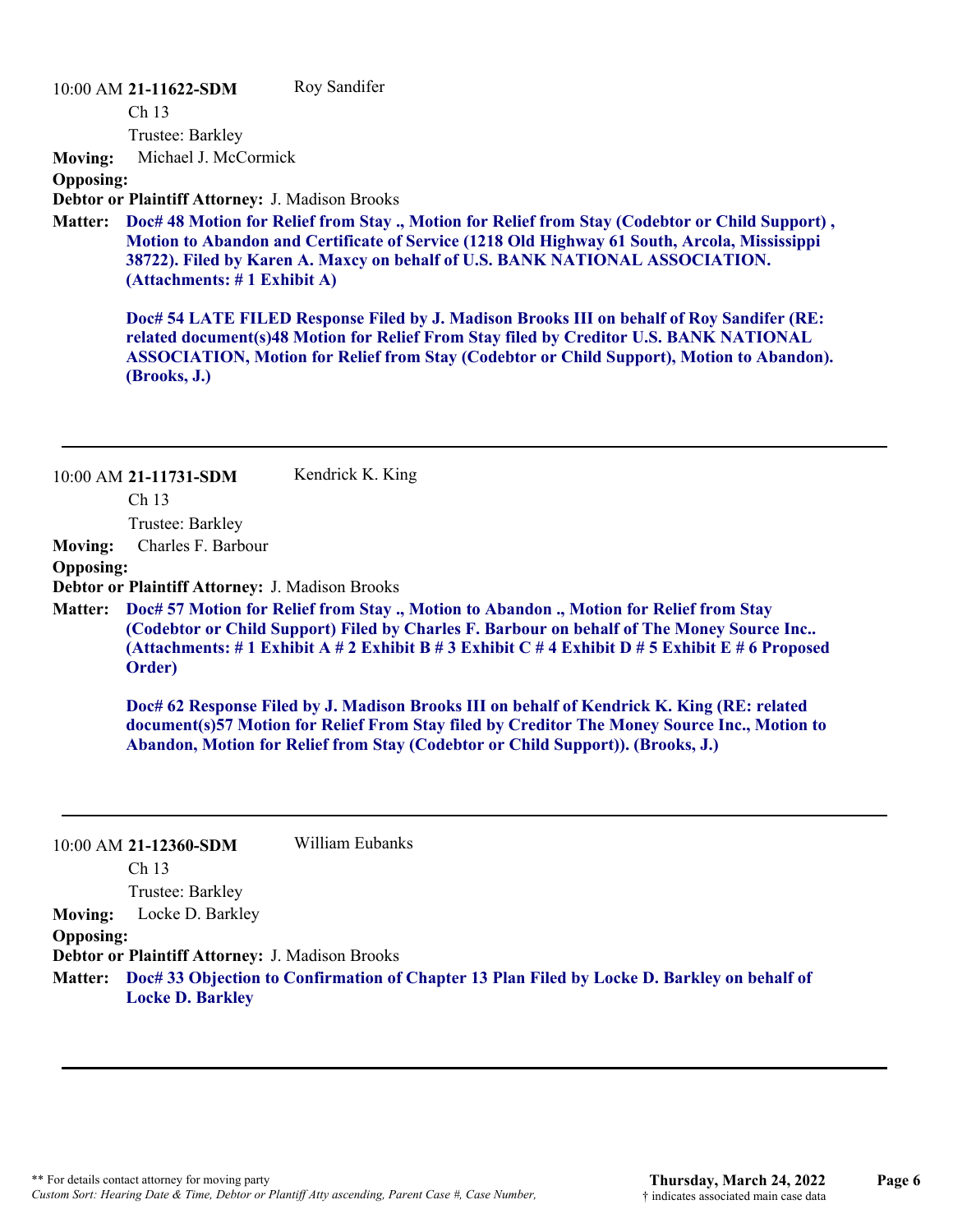10:00 AM **21-11622-SDM** Roy Sandifer

Ch 13

Trustee: Barkley

**Moving:** Michael J. McCormick

**Opposing:**

**Debtor or Plaintiff Attorney:** J. Madison Brooks

**Matter:** **Doc# 48 Motion for Relief from Stay ., Motion for Relief from Stay (Codebtor or Child Support) , Motion to Abandon and Certificate of Service (1218 Old Highway 61 South, Arcola, Mississippi 38722). Filed by Karen A. Maxcy on behalf of U.S. BANK NATIONAL ASSOCIATION. (Attachments: # 1 Exhibit A)**

**Doc# 54 LATE FILED Response Filed by J. Madison Brooks III on behalf of Roy Sandifer (RE: related document(s)48 Motion for Relief From Stay filed by Creditor U.S. BANK NATIONAL ASSOCIATION, Motion for Relief from Stay (Codebtor or Child Support), Motion to Abandon). (Brooks, J.)**

---

10:00 AM **21-11731-SDM** Kendrick K. King

Ch 13

Trustee: Barkley

**Moving:** Charles F. Barbour

**Opposing:**

**Debtor or Plaintiff Attorney:** J. Madison Brooks

**Matter:** **Doc# 57 Motion for Relief from Stay ., Motion to Abandon ., Motion for Relief from Stay (Codebtor or Child Support) Filed by Charles F. Barbour on behalf of The Money Source Inc.. (Attachments: # 1 Exhibit A # 2 Exhibit B # 3 Exhibit C # 4 Exhibit D # 5 Exhibit E # 6 Proposed Order)**

**Doc# 62 Response Filed by J. Madison Brooks III on behalf of Kendrick K. King (RE: related document(s)57 Motion for Relief From Stay filed by Creditor The Money Source Inc., Motion to Abandon, Motion for Relief from Stay (Codebtor or Child Support)). (Brooks, J.)**

---

10:00 AM **21-12360-SDM** William Eubanks

Ch 13

Trustee: Barkley

**Moving:** Locke D. Barkley

**Opposing:**

**Debtor or Plaintiff Attorney:** J. Madison Brooks

**Matter:** **Doc# 33 Objection to Confirmation of Chapter 13 Plan Filed by Locke D. Barkley on behalf of Locke D. Barkley**

---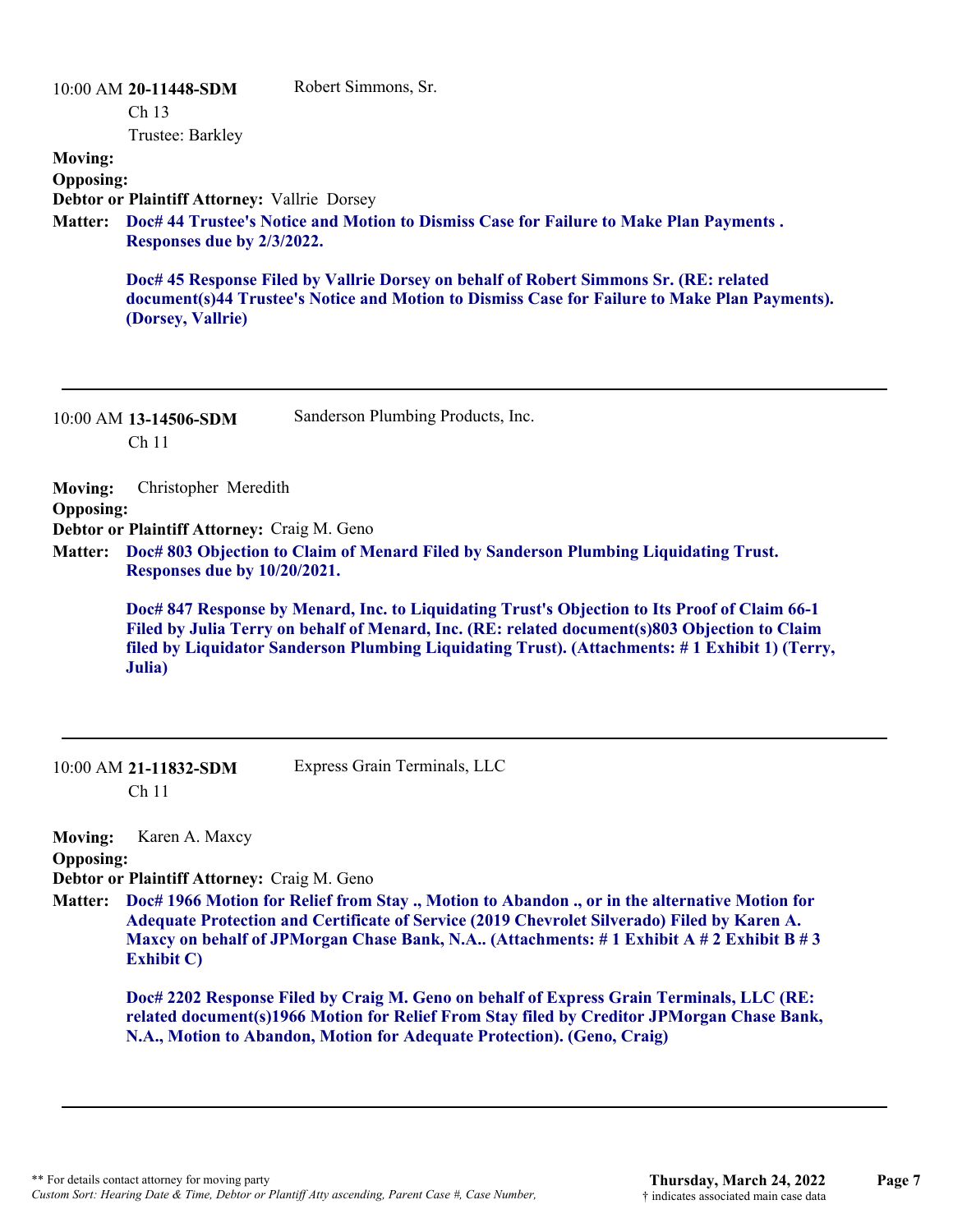10:00 AM **20-11448-SDM** Robert Simmons, Sr.

Ch 13

Trustee: Barkley

**Moving:**

**Opposing:**

**Debtor or Plaintiff Attorney:** Vallrie Dorsey

**Matter:** **Doc# 44 Trustee's Notice and Motion to Dismiss Case for Failure to Make Plan Payments . Responses due by 2/3/2022.**

**Doc# 45 Response Filed by Vallrie Dorsey on behalf of Robert Simmons Sr. (RE: related document(s)44 Trustee's Notice and Motion to Dismiss Case for Failure to Make Plan Payments). (Dorsey, Vallrie)**

---

10:00 AM **13-14506-SDM** Sanderson Plumbing Products, Inc.

Ch 11

**Moving:** Christopher Meredith

**Opposing:**

**Debtor or Plaintiff Attorney:** Craig M. Geno

**Matter:** **Doc# 803 Objection to Claim of Menard Filed by Sanderson Plumbing Liquidating Trust. Responses due by 10/20/2021.**

**Doc# 847 Response by Menard, Inc. to Liquidating Trust's Objection to Its Proof of Claim 66-1 Filed by Julia Terry on behalf of Menard, Inc. (RE: related document(s)803 Objection to Claim filed by Liquidator Sanderson Plumbing Liquidating Trust). (Attachments: # 1 Exhibit 1) (Terry, Julia)**

---

10:00 AM **21-11832-SDM** Express Grain Terminals, LLC

Ch 11

**Moving:** Karen A. Maxcy

**Opposing:**

**Debtor or Plaintiff Attorney:** Craig M. Geno

**Matter:** **Doc# 1966 Motion for Relief from Stay ., Motion to Abandon ., or in the alternative Motion for Adequate Protection and Certificate of Service (2019 Chevrolet Silverado) Filed by Karen A. Maxcy on behalf of JPMorgan Chase Bank, N.A.. (Attachments: # 1 Exhibit A # 2 Exhibit B # 3 Exhibit C)**

**Doc# 2202 Response Filed by Craig M. Geno on behalf of Express Grain Terminals, LLC (RE: related document(s)1966 Motion for Relief From Stay filed by Creditor JPMorgan Chase Bank, N.A., Motion to Abandon, Motion for Adequate Protection). (Geno, Craig)**

---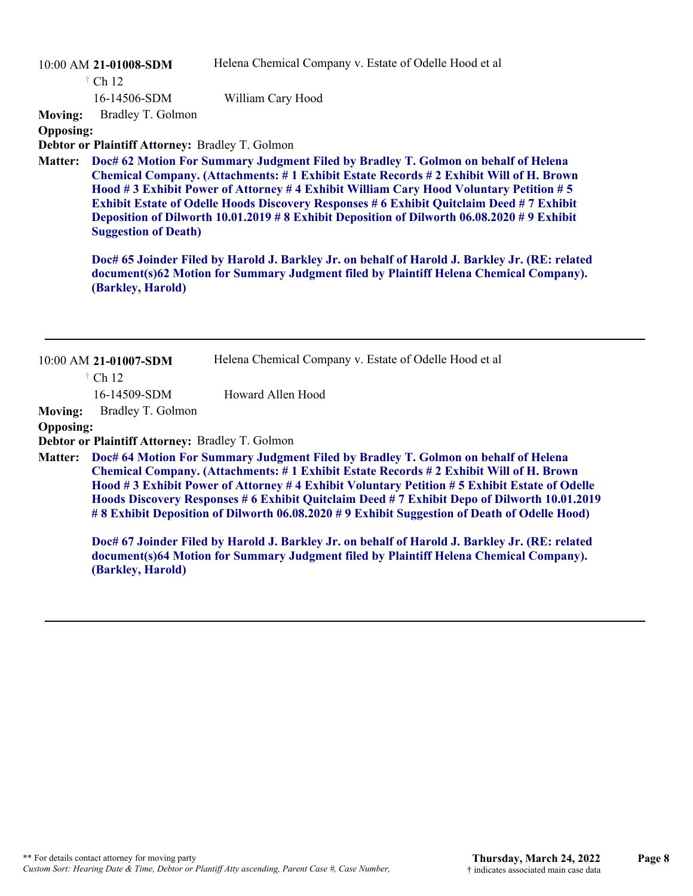10:00 AM **21-01008-SDM** Helena Chemical Company v. Estate of Odelle Hood et al

† Ch 12

16-14506-SDM William Cary Hood

**Moving:** Bradley T. Golmon

**Opposing:**

**Debtor or Plaintiff Attorney:** Bradley T. Golmon

**Matter:** **Doc# 62 Motion For Summary Judgment Filed by Bradley T. Golmon on behalf of Helena Chemical Company. (Attachments: # 1 Exhibit Estate Records # 2 Exhibit Will of H. Brown Hood # 3 Exhibit Power of Attorney # 4 Exhibit William Cary Hood Voluntary Petition # 5 Exhibit Estate of Odelle Hoods Discovery Responses # 6 Exhibit Quitclaim Deed # 7 Exhibit Deposition of Dilworth 10.01.2019 # 8 Exhibit Deposition of Dilworth 06.08.2020 # 9 Exhibit Suggestion of Death)**

**Doc# 65 Joinder Filed by Harold J. Barkley Jr. on behalf of Harold J. Barkley Jr. (RE: related document(s)62 Motion for Summary Judgment filed by Plaintiff Helena Chemical Company). (Barkley, Harold)**

---

10:00 AM **21-01007-SDM** Helena Chemical Company v. Estate of Odelle Hood et al

† Ch 12

16-14509-SDM Howard Allen Hood

**Moving:** Bradley T. Golmon

**Opposing:**

**Debtor or Plaintiff Attorney:** Bradley T. Golmon

**Matter:** **Doc# 64 Motion For Summary Judgment Filed by Bradley T. Golmon on behalf of Helena Chemical Company. (Attachments: # 1 Exhibit Estate Records # 2 Exhibit Will of H. Brown Hood # 3 Exhibit Power of Attorney # 4 Exhibit Voluntary Petition # 5 Exhibit Estate of Odelle Hoods Discovery Responses # 6 Exhibit Quitclaim Deed # 7 Exhibit Depo of Dilworth 10.01.2019 # 8 Exhibit Deposition of Dilworth 06.08.2020 # 9 Exhibit Suggestion of Death of Odelle Hood)**

**Doc# 67 Joinder Filed by Harold J. Barkley Jr. on behalf of Harold J. Barkley Jr. (RE: related document(s)64 Motion for Summary Judgment filed by Plaintiff Helena Chemical Company). (Barkley, Harold)**

---

** For details contact attorney for moving party

*Custom Sort: Hearing Date & Time, Debtor or Plantiff Atty ascending, Parent Case #, Case Number,*

**Thursday, March 24, 2022**

† indicates associated main case data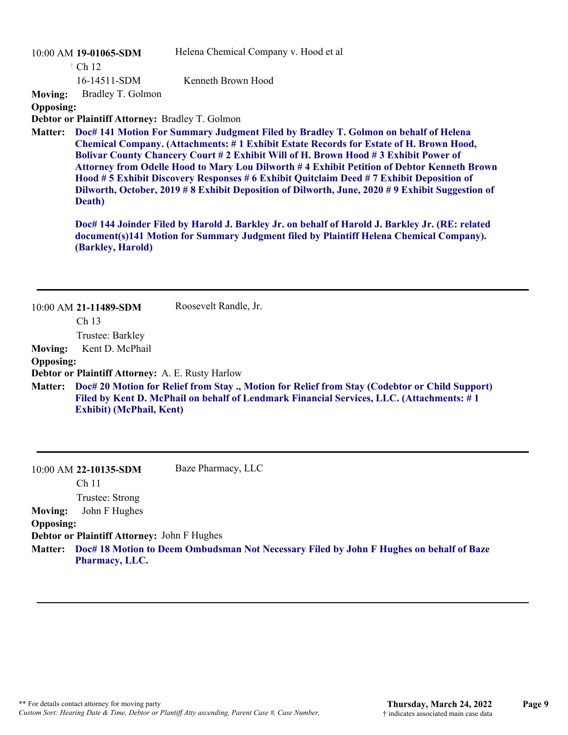10:00 AM **19-01065-SDM** Helena Chemical Company v. Hood et al

† Ch 12

16-14511-SDM Kenneth Brown Hood

**Moving:** Bradley T. Golmon

**Opposing:**

**Debtor or Plaintiff Attorney:** Bradley T. Golmon

**Matter:** **Doc# 141 Motion For Summary Judgment Filed by Bradley T. Golmon on behalf of Helena Chemical Company. (Attachments: # 1 Exhibit Estate Records for Estate of H. Brown Hood, Bolivar County Chancery Court # 2 Exhibit Will of H. Brown Hood # 3 Exhibit Power of Attorney from Odelle Hood to Mary Lou Dilworth # 4 Exhibit Petition of Debtor Kenneth Brown Hood # 5 Exhibit Discovery Responses # 6 Exhibit Quitclaim Deed # 7 Exhibit Deposition of Dilworth, October, 2019 # 8 Exhibit Deposition of Dilworth, June, 2020 # 9 Exhibit Suggestion of Death)**

**Doc# 144 Joinder Filed by Harold J. Barkley Jr. on behalf of Harold J. Barkley Jr. (RE: related document(s)141 Motion for Summary Judgment filed by Plaintiff Helena Chemical Company). (Barkley, Harold)**

---

10:00 AM **21-11489-SDM** Roosevelt Randle, Jr.

Ch 13

Trustee: Barkley

**Moving:** Kent D. McPhail

**Opposing:**

**Debtor or Plaintiff Attorney:** A. E. Rusty Harlow

**Matter:** **Doc# 20 Motion for Relief from Stay ., Motion for Relief from Stay (Codebtor or Child Support) Filed by Kent D. McPhail on behalf of Lendmark Financial Services, LLC. (Attachments: # 1 Exhibit) (McPhail, Kent)**

---

10:00 AM **22-10135-SDM** Baze Pharmacy, LLC

Ch 11

Trustee: Strong

**Moving:** John F Hughes

**Opposing:**

**Debtor or Plaintiff Attorney:** John F Hughes

**Matter:** **Doc# 18 Motion to Deem Ombudsman Not Necessary Filed by John F Hughes on behalf of Baze Pharmacy, LLC.**

---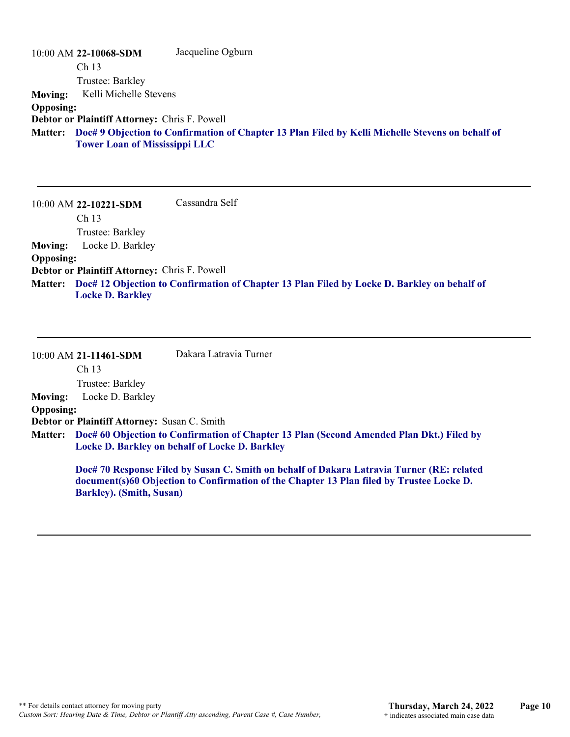10:00 AM **22-10068-SDM** Jacqueline Ogburn
Ch 13
Trustee: Barkley

**Moving:** Kelli Michelle Stevens
**Opposing:**
**Debtor or Plaintiff Attorney:** Chris F. Powell
**Matter:** **Doc# 9 Objection to Confirmation of Chapter 13 Plan Filed by Kelli Michelle Stevens on behalf of Tower Loan of Mississippi LLC**

---

10:00 AM **22-10221-SDM** Cassandra Self
Ch 13
Trustee: Barkley

**Moving:** Locke D. Barkley
**Opposing:**
**Debtor or Plaintiff Attorney:** Chris F. Powell
**Matter:** **Doc# 12 Objection to Confirmation of Chapter 13 Plan Filed by Locke D. Barkley on behalf of Locke D. Barkley**

---

10:00 AM **21-11461-SDM** Dakara Latravia Turner
Ch 13
Trustee: Barkley

**Moving:** Locke D. Barkley
**Opposing:**
**Debtor or Plaintiff Attorney:** Susan C. Smith
**Matter:** **Doc# 60 Objection to Confirmation of Chapter 13 Plan (Second Amended Plan Dkt.) Filed by Locke D. Barkley on behalf of Locke D. Barkley**

**Doc# 70 Response Filed by Susan C. Smith on behalf of Dakara Latravia Turner (RE: related document(s)60 Objection to Confirmation of the Chapter 13 Plan filed by Trustee Locke D. Barkley). (Smith, Susan)**

---

** For details contact attorney for moving party
*Custom Sort: Hearing Date & Time, Debtor or Plantiff Atty ascending, Parent Case #, Case Number,*

**Thursday, March 24, 2022**
† indicates associated main case data